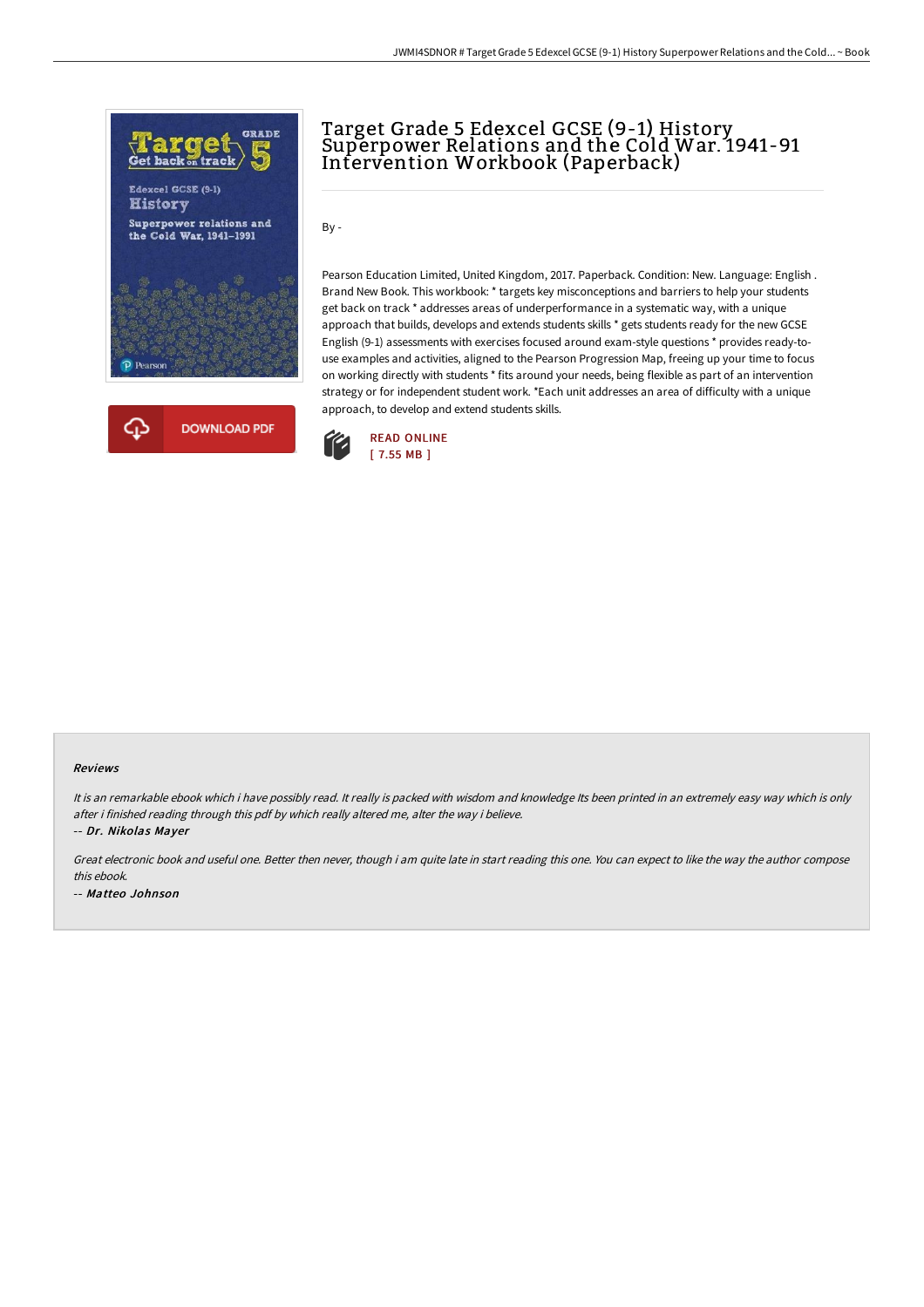# Target Grade 5 Edexcel GCSE (9-1) History Superpower Relations and the Cold War. 1941-91 Intervention Workbook (Paperback)

By -

Pearson Education Limited, United Kingdom, 2017. Paperback. Condition: New. Language: English . Brand New Book. This workbook: * targets key misconceptions and barriers to help your students get back on track * addresses areas of underperformance in a systematic way, with a unique approach that builds, develops and extends students skills * gets students ready for the new GCSE English (9-1) assessments with exercises focused around exam-style questions * provides ready-to-use examples and activities, aligned to the Pearson Progression Map, freeing up your time to focus on working directly with students * fits around your needs, being flexible as part of an intervention strategy or for independent student work. *Each unit addresses an area of difficulty with a unique approach, to develop and extend students skills.

DOWNLOAD PDF

READ ONLINE
[ 7.55 MB ]

#### Reviews

*It is an remarkable ebook which i have possibly read. It really is packed with wisdom and knowledge Its been printed in an extremely easy way which is only after i finished reading through this pdf by which really altered me, alter the way i believe.*

-- ***Dr. Nikolas Mayer***

*Great electronic book and useful one. Better then never, though i am quite late in start reading this one. You can expect to like the way the author compose this ebook.*

-- ***Matteo Johnson***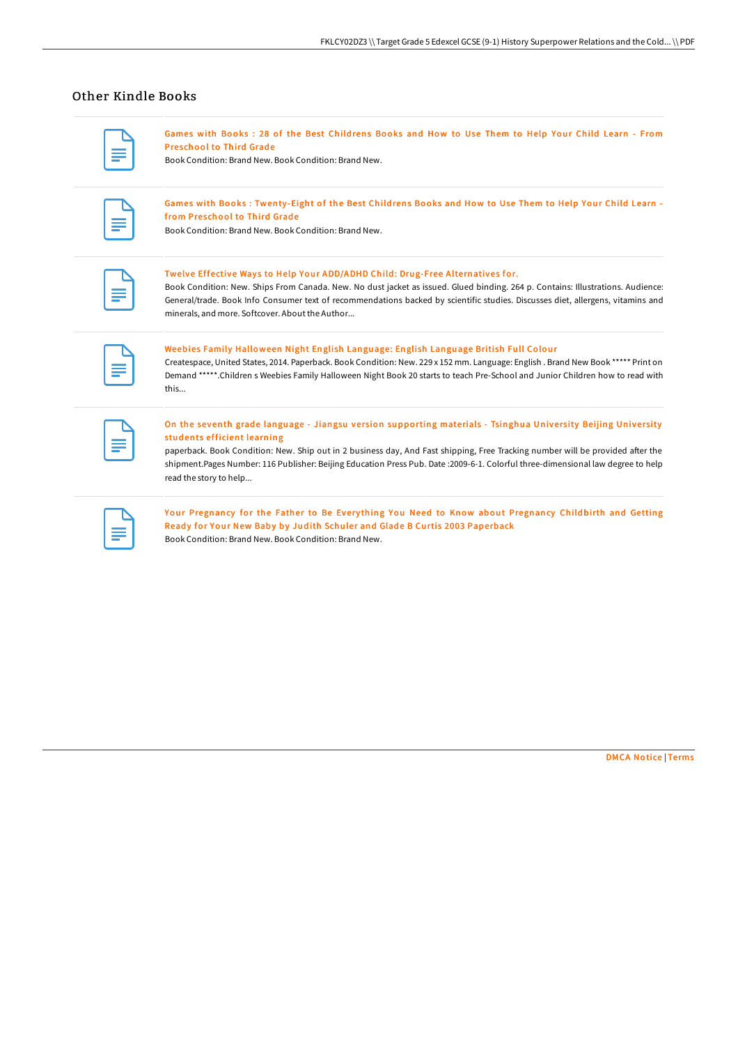## Other Kindle Books

**Games with Books : 28 of the Best Childrens Books and How to Use Them to Help Your Child Learn - From Preschool to Third Grade**

Book Condition: Brand New. Book Condition: Brand New.

**Games with Books : Twenty-Eight of the Best Childrens Books and How to Use Them to Help Your Child Learn - from Preschool to Third Grade**

Book Condition: Brand New. Book Condition: Brand New.

**Twelve Effective Ways to Help Your ADD/ADHD Child: Drug-Free Alternatives for.**

Book Condition: New. Ships From Canada. New. No dust jacket as issued. Glued binding. 264 p. Contains: Illustrations. Audience: General/trade. Book Info Consumer text of recommendations backed by scientific studies. Discusses diet, allergens, vitamins and minerals, and more. Softcover. About the Author...

**Weebies Family Halloween Night English Language: English Language British Full Colour**

Createspace, United States, 2014. Paperback. Book Condition: New. 229 x 152 mm. Language: English . Brand New Book ***** Print on Demand *****.Children s Weebies Family Halloween Night Book 20 starts to teach Pre-School and Junior Children how to read with this...

**On the seventh grade language - Jiangsu version supporting materials - Tsinghua University Beijing University students efficient learning**

paperback. Book Condition: New. Ship out in 2 business day, And Fast shipping, Free Tracking number will be provided after the shipment.Pages Number: 116 Publisher: Beijing Education Press Pub. Date :2009-6-1. Colorful three-dimensional law degree to help read the story to help...

**Your Pregnancy for the Father to Be Everything You Need to Know about Pregnancy Childbirth and Getting Ready for Your New Baby by Judith Schuler and Glade B Curtis 2003 Paperback**

Book Condition: Brand New. Book Condition: Brand New.